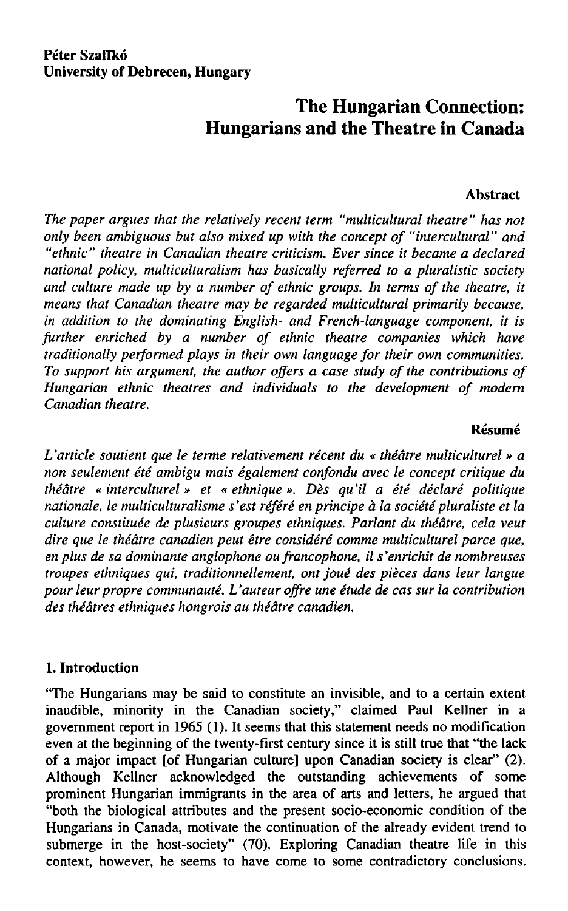**Péter Szaffkó**
**University of Debrecen, Hungary**

# The Hungarian Connection: Hungarians and the Theatre in Canada

### Abstract

*The paper argues that the relatively recent term "multicultural theatre" has not only been ambiguous but also mixed up with the concept of "intercultural" and "ethnic" theatre in Canadian theatre criticism. Ever since it became a declared national policy, multiculturalism has basically referred to a pluralistic society and culture made up by a number of ethnic groups. In terms of the theatre, it means that Canadian theatre may be regarded multicultural primarily because, in addition to the dominating English- and French-language component, it is further enriched by a number of ethnic theatre companies which have traditionally performed plays in their own language for their own communities. To support his argument, the author offers a case study of the contributions of Hungarian ethnic theatres and individuals to the development of modern Canadian theatre.*

### Résumé

*L'article soutient que le terme relativement récent du « théâtre multiculturel » a non seulement été ambigu mais également confondu avec le concept critique du théâtre « interculturel » et « ethnique ». Dès qu'il a été déclaré politique nationale, le multiculturalisme s'est référé en principe à la société pluraliste et la culture constituée de plusieurs groupes ethniques. Parlant du théâtre, cela veut dire que le théâtre canadien peut être considéré comme multiculturel parce que, en plus de sa dominante anglophone ou francophone, il s'enrichit de nombreuses troupes ethniques qui, traditionnellement, ont joué des pièces dans leur langue pour leur propre communauté. L'auteur offre une étude de cas sur la contribution des théâtres ethniques hongrois au théâtre canadien.*

## 1. Introduction

"The Hungarians may be said to constitute an invisible, and to a certain extent inaudible, minority in the Canadian society," claimed Paul Kellner in a government report in 1965 (1). It seems that this statement needs no modification even at the beginning of the twenty-first century since it is still true that "the lack of a major impact [of Hungarian culture] upon Canadian society is clear" (2). Although Kellner acknowledged the outstanding achievements of some prominent Hungarian immigrants in the area of arts and letters, he argued that "both the biological attributes and the present socio-economic condition of the Hungarians in Canada, motivate the continuation of the already evident trend to submerge in the host-society" (70). Exploring Canadian theatre life in this context, however, he seems to have come to some contradictory conclusions.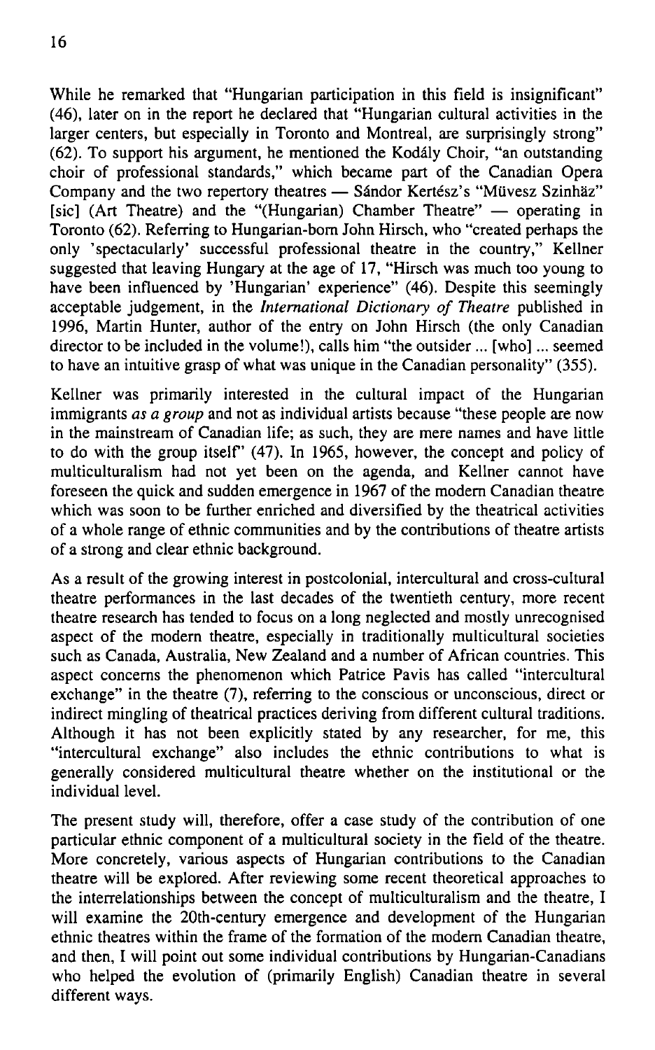While he remarked that "Hungarian participation in this field is insignificant" (46), later on in the report he declared that "Hungarian cultural activities in the larger centers, but especially in Toronto and Montreal, are surprisingly strong" (62). To support his argument, he mentioned the Kodály Choir, "an outstanding choir of professional standards," which became part of the Canadian Opera Company and the two repertory theatres — Sándor Kertész's "Müvesz Szinhäz" [sic] (Art Theatre) and the "(Hungarian) Chamber Theatre" — operating in Toronto (62). Referring to Hungarian-born John Hirsch, who "created perhaps the only 'spectacularly' successful professional theatre in the country," Kellner suggested that leaving Hungary at the age of 17, "Hirsch was much too young to have been influenced by 'Hungarian' experience" (46). Despite this seemingly acceptable judgement, in the *International Dictionary of Theatre* published in 1996, Martin Hunter, author of the entry on John Hirsch (the only Canadian director to be included in the volume!), calls him "the outsider ... [who] ... seemed to have an intuitive grasp of what was unique in the Canadian personality" (355).

Kellner was primarily interested in the cultural impact of the Hungarian immigrants *as a group* and not as individual artists because "these people are now in the mainstream of Canadian life; as such, they are mere names and have little to do with the group itself" (47). In 1965, however, the concept and policy of multiculturalism had not yet been on the agenda, and Kellner cannot have foreseen the quick and sudden emergence in 1967 of the modern Canadian theatre which was soon to be further enriched and diversified by the theatrical activities of a whole range of ethnic communities and by the contributions of theatre artists of a strong and clear ethnic background.

As a result of the growing interest in postcolonial, intercultural and cross-cultural theatre performances in the last decades of the twentieth century, more recent theatre research has tended to focus on a long neglected and mostly unrecognised aspect of the modern theatre, especially in traditionally multicultural societies such as Canada, Australia, New Zealand and a number of African countries. This aspect concerns the phenomenon which Patrice Pavis has called "intercultural exchange" in the theatre (7), referring to the conscious or unconscious, direct or indirect mingling of theatrical practices deriving from different cultural traditions. Although it has not been explicitly stated by any researcher, for me, this "intercultural exchange" also includes the ethnic contributions to what is generally considered multicultural theatre whether on the institutional or the individual level.

The present study will, therefore, offer a case study of the contribution of one particular ethnic component of a multicultural society in the field of the theatre. More concretely, various aspects of Hungarian contributions to the Canadian theatre will be explored. After reviewing some recent theoretical approaches to the interrelationships between the concept of multiculturalism and the theatre, I will examine the 20th-century emergence and development of the Hungarian ethnic theatres within the frame of the formation of the modern Canadian theatre, and then, I will point out some individual contributions by Hungarian-Canadians who helped the evolution of (primarily English) Canadian theatre in several different ways.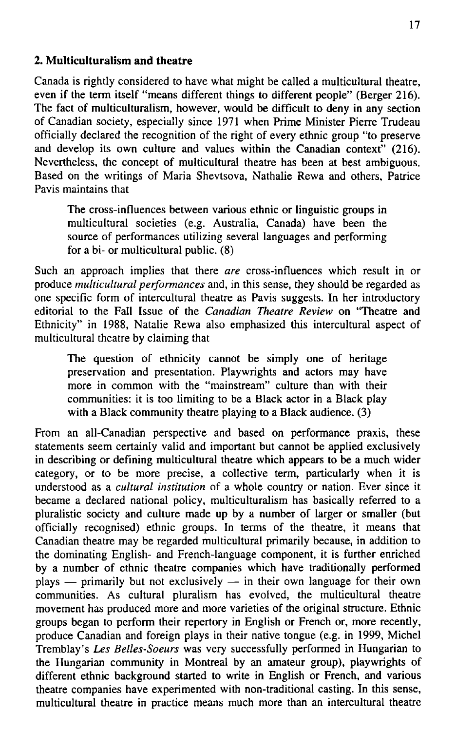## 2. Multiculturalism and theatre

Canada is rightly considered to have what might be called a multicultural theatre, even if the term itself "means different things to different people" (Berger 216). The fact of multiculturalism, however, would be difficult to deny in any section of Canadian society, especially since 1971 when Prime Minister Pierre Trudeau officially declared the recognition of the right of every ethnic group "to preserve and develop its own culture and values within the Canadian context" (216). Nevertheless, the concept of multicultural theatre has been at best ambiguous. Based on the writings of Maria Shevtsova, Nathalie Rewa and others, Patrice Pavis maintains that

> The cross-influences between various ethnic or linguistic groups in multicultural societies (e.g. Australia, Canada) have been the source of performances utilizing several languages and performing for a bi- or multicultural public. (8)

Such an approach implies that there *are* cross-influences which result in or produce *multicultural performances* and, in this sense, they should be regarded as one specific form of intercultural theatre as Pavis suggests. In her introductory editorial to the Fall Issue of the *Canadian Theatre Review* on "Theatre and Ethnicity" in 1988, Natalie Rewa also emphasized this intercultural aspect of multicultural theatre by claiming that

> The question of ethnicity cannot be simply one of heritage preservation and presentation. Playwrights and actors may have more in common with the "mainstream" culture than with their communities: it is too limiting to be a Black actor in a Black play with a Black community theatre playing to a Black audience. (3)

From an all-Canadian perspective and based on performance praxis, these statements seem certainly valid and important but cannot be applied exclusively in describing or defining multicultural theatre which appears to be a much wider category, or to be more precise, a collective term, particularly when it is understood as a *cultural institution* of a whole country or nation. Ever since it became a declared national policy, multiculturalism has basically referred to a pluralistic society and culture made up by a number of larger or smaller (but officially recognised) ethnic groups. In terms of the theatre, it means that Canadian theatre may be regarded multicultural primarily because, in addition to the dominating English- and French-language component, it is further enriched by a number of ethnic theatre companies which have traditionally performed plays — primarily but not exclusively — in their own language for their own communities. As cultural pluralism has evolved, the multicultural theatre movement has produced more and more varieties of the original structure. Ethnic groups began to perform their repertory in English or French or, more recently, produce Canadian and foreign plays in their native tongue (e.g. in 1999, Michel Tremblay's *Les Belles-Soeurs* was very successfully performed in Hungarian to the Hungarian community in Montreal by an amateur group), playwrights of different ethnic background started to write in English or French, and various theatre companies have experimented with non-traditional casting. In this sense, multicultural theatre in practice means much more than an intercultural theatre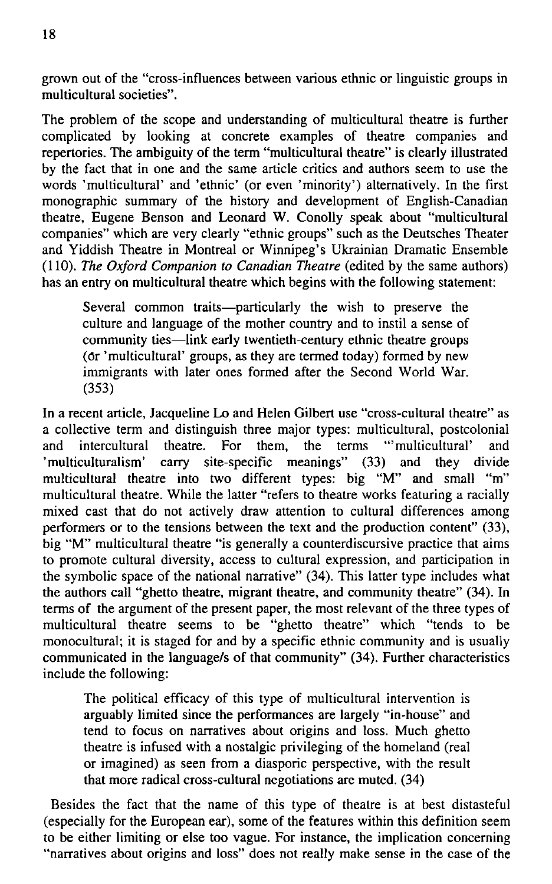grown out of the "cross-influences between various ethnic or linguistic groups in multicultural societies".

The problem of the scope and understanding of multicultural theatre is further complicated by looking at concrete examples of theatre companies and repertories. The ambiguity of the term "multicultural theatre" is clearly illustrated by the fact that in one and the same article critics and authors seem to use the words 'multicultural' and 'ethnic' (or even 'minority') alternatively. In the first monographic summary of the history and development of English-Canadian theatre, Eugene Benson and Leonard W. Conolly speak about "multicultural companies" which are very clearly "ethnic groups" such as the Deutsches Theater and Yiddish Theatre in Montreal or Winnipeg's Ukrainian Dramatic Ensemble (110). *The Oxford Companion to Canadian Theatre* (edited by the same authors) has an entry on multicultural theatre which begins with the following statement:

> Several common traits—particularly the wish to preserve the culture and language of the mother country and to instil a sense of community ties—link early twentieth-century ethnic theatre groups (or 'multicultural' groups, as they are termed today) formed by new immigrants with later ones formed after the Second World War. (353)

In a recent article, Jacqueline Lo and Helen Gilbert use "cross-cultural theatre" as a collective term and distinguish three major types: multicultural, postcolonial and intercultural theatre. For them, the terms "'multicultural' and 'multiculturalism' carry site-specific meanings" (33) and they divide multicultural theatre into two different types: big "M" and small "m" multicultural theatre. While the latter "refers to theatre works featuring a racially mixed cast that do not actively draw attention to cultural differences among performers or to the tensions between the text and the production content" (33), big "M" multicultural theatre "is generally a counterdiscursive practice that aims to promote cultural diversity, access to cultural expression, and participation in the symbolic space of the national narrative" (34). This latter type includes what the authors call "ghetto theatre, migrant theatre, and community theatre" (34). In terms of the argument of the present paper, the most relevant of the three types of multicultural theatre seems to be "ghetto theatre" which "tends to be monocultural; it is staged for and by a specific ethnic community and is usually communicated in the language/s of that community" (34). Further characteristics include the following:

> The political efficacy of this type of multicultural intervention is arguably limited since the performances are largely "in-house" and tend to focus on narratives about origins and loss. Much ghetto theatre is infused with a nostalgic privileging of the homeland (real or imagined) as seen from a diasporic perspective, with the result that more radical cross-cultural negotiations are muted. (34)

Besides the fact that the name of this type of theatre is at best distasteful (especially for the European ear), some of the features within this definition seem to be either limiting or else too vague. For instance, the implication concerning "narratives about origins and loss" does not really make sense in the case of the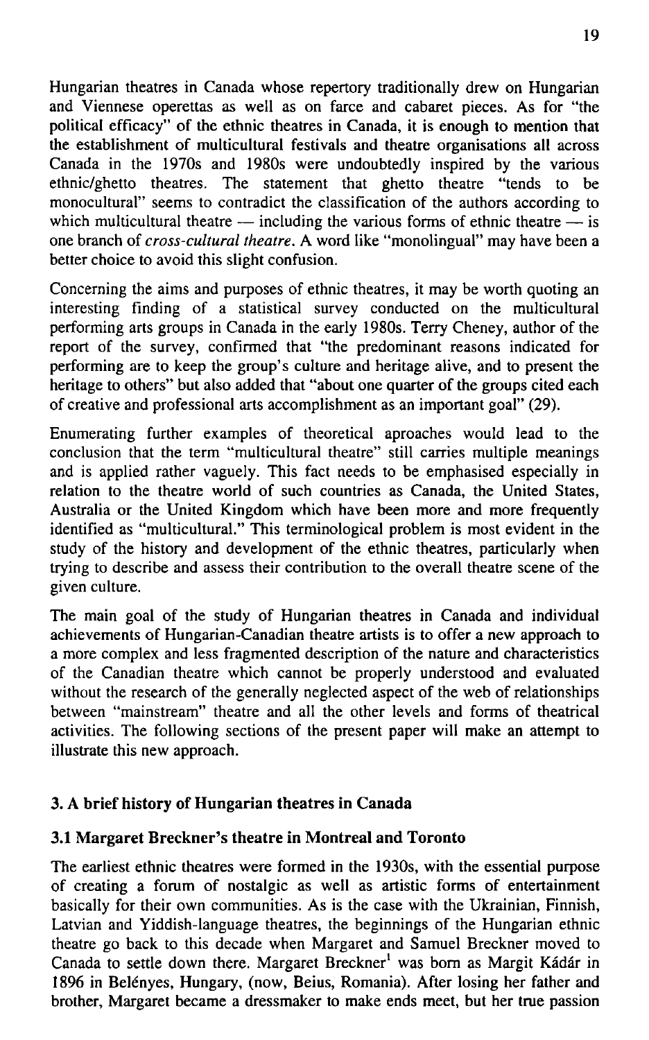Hungarian theatres in Canada whose repertory traditionally drew on Hungarian and Viennese operettas as well as on farce and cabaret pieces. As for "the political efficacy" of the ethnic theatres in Canada, it is enough to mention that the establishment of multicultural festivals and theatre organisations all across Canada in the 1970s and 1980s were undoubtedly inspired by the various ethnic/ghetto theatres. The statement that ghetto theatre "tends to be monocultural" seems to contradict the classification of the authors according to which multicultural theatre — including the various forms of ethnic theatre — is one branch of *cross-cultural theatre*. A word like "monolingual" may have been a better choice to avoid this slight confusion.

Concerning the aims and purposes of ethnic theatres, it may be worth quoting an interesting finding of a statistical survey conducted on the multicultural performing arts groups in Canada in the early 1980s. Terry Cheney, author of the report of the survey, confirmed that "the predominant reasons indicated for performing are to keep the group's culture and heritage alive, and to present the heritage to others" but also added that "about one quarter of the groups cited each of creative and professional arts accomplishment as an important goal" (29).

Enumerating further examples of theoretical aproaches would lead to the conclusion that the term "multicultural theatre" still carries multiple meanings and is applied rather vaguely. This fact needs to be emphasised especially in relation to the theatre world of such countries as Canada, the United States, Australia or the United Kingdom which have been more and more frequently identified as "multicultural." This terminological problem is most evident in the study of the history and development of the ethnic theatres, particularly when trying to describe and assess their contribution to the overall theatre scene of the given culture.

The main goal of the study of Hungarian theatres in Canada and individual achievements of Hungarian-Canadian theatre artists is to offer a new approach to a more complex and less fragmented description of the nature and characteristics of the Canadian theatre which cannot be properly understood and evaluated without the research of the generally neglected aspect of the web of relationships between "mainstream" theatre and all the other levels and forms of theatrical activities. The following sections of the present paper will make an attempt to illustrate this new approach.

## 3. A brief history of Hungarian theatres in Canada

### 3.1 Margaret Breckner's theatre in Montreal and Toronto

The earliest ethnic theatres were formed in the 1930s, with the essential purpose of creating a forum of nostalgic as well as artistic forms of entertainment basically for their own communities. As is the case with the Ukrainian, Finnish, Latvian and Yiddish-language theatres, the beginnings of the Hungarian ethnic theatre go back to this decade when Margaret and Samuel Breckner moved to Canada to settle down there. Margaret Breckner[1] was born as Margit Kádár in 1896 in Belényes, Hungary, (now, Beius, Romania). After losing her father and brother, Margaret became a dressmaker to make ends meet, but her true passion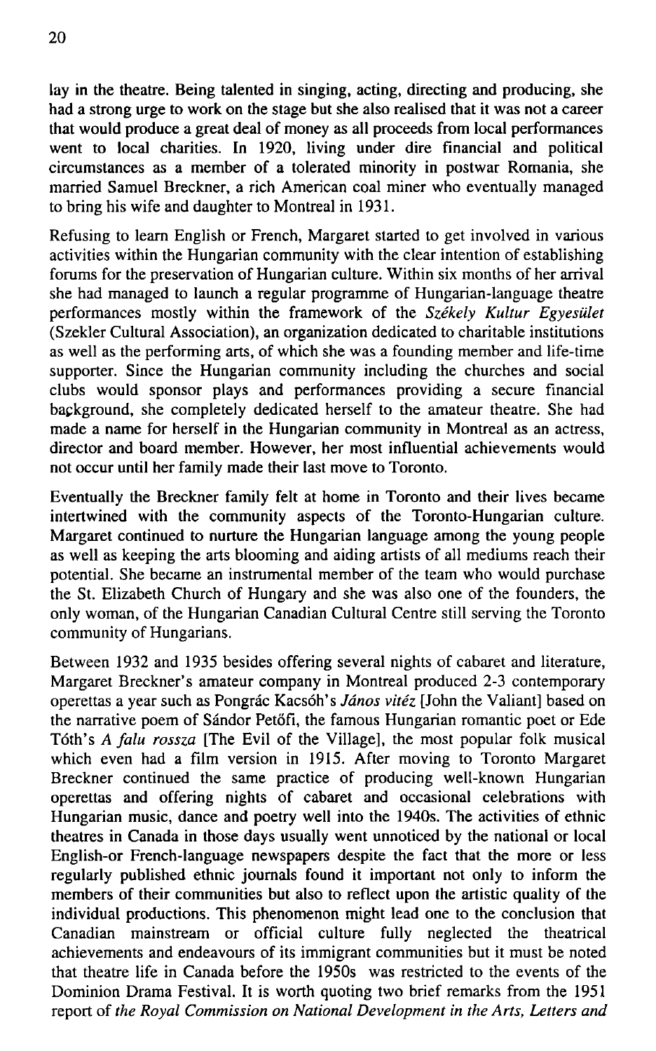lay in the theatre. Being talented in singing, acting, directing and producing, she had a strong urge to work on the stage but she also realised that it was not a career that would produce a great deal of money as all proceeds from local performances went to local charities. In 1920, living under dire financial and political circumstances as a member of a tolerated minority in postwar Romania, she married Samuel Breckner, a rich American coal miner who eventually managed to bring his wife and daughter to Montreal in 1931.

Refusing to learn English or French, Margaret started to get involved in various activities within the Hungarian community with the clear intention of establishing forums for the preservation of Hungarian culture. Within six months of her arrival she had managed to launch a regular programme of Hungarian-language theatre performances mostly within the framework of the *Székely Kultur Egyesület* (Szekler Cultural Association), an organization dedicated to charitable institutions as well as the performing arts, of which she was a founding member and life-time supporter. Since the Hungarian community including the churches and social clubs would sponsor plays and performances providing a secure financial background, she completely dedicated herself to the amateur theatre. She had made a name for herself in the Hungarian community in Montreal as an actress, director and board member. However, her most influential achievements would not occur until her family made their last move to Toronto.

Eventually the Breckner family felt at home in Toronto and their lives became intertwined with the community aspects of the Toronto-Hungarian culture. Margaret continued to nurture the Hungarian language among the young people as well as keeping the arts blooming and aiding artists of all mediums reach their potential. She became an instrumental member of the team who would purchase the St. Elizabeth Church of Hungary and she was also one of the founders, the only woman, of the Hungarian Canadian Cultural Centre still serving the Toronto community of Hungarians.

Between 1932 and 1935 besides offering several nights of cabaret and literature, Margaret Breckner's amateur company in Montreal produced 2-3 contemporary operettas a year such as Pongrác Kacsóh's *János vitéz* [John the Valiant] based on the narrative poem of Sándor Petőfi, the famous Hungarian romantic poet or Ede Tóth's *A falu rossza* [The Evil of the Village], the most popular folk musical which even had a film version in 1915. After moving to Toronto Margaret Breckner continued the same practice of producing well-known Hungarian operettas and offering nights of cabaret and occasional celebrations with Hungarian music, dance and poetry well into the 1940s. The activities of ethnic theatres in Canada in those days usually went unnoticed by the national or local English-or French-language newspapers despite the fact that the more or less regularly published ethnic journals found it important not only to inform the members of their communities but also to reflect upon the artistic quality of the individual productions. This phenomenon might lead one to the conclusion that Canadian mainstream or official culture fully neglected the theatrical achievements and endeavours of its immigrant communities but it must be noted that theatre life in Canada before the 1950s was restricted to the events of the Dominion Drama Festival. It is worth quoting two brief remarks from the 1951 report of *the Royal Commission on National Development in the Arts, Letters and*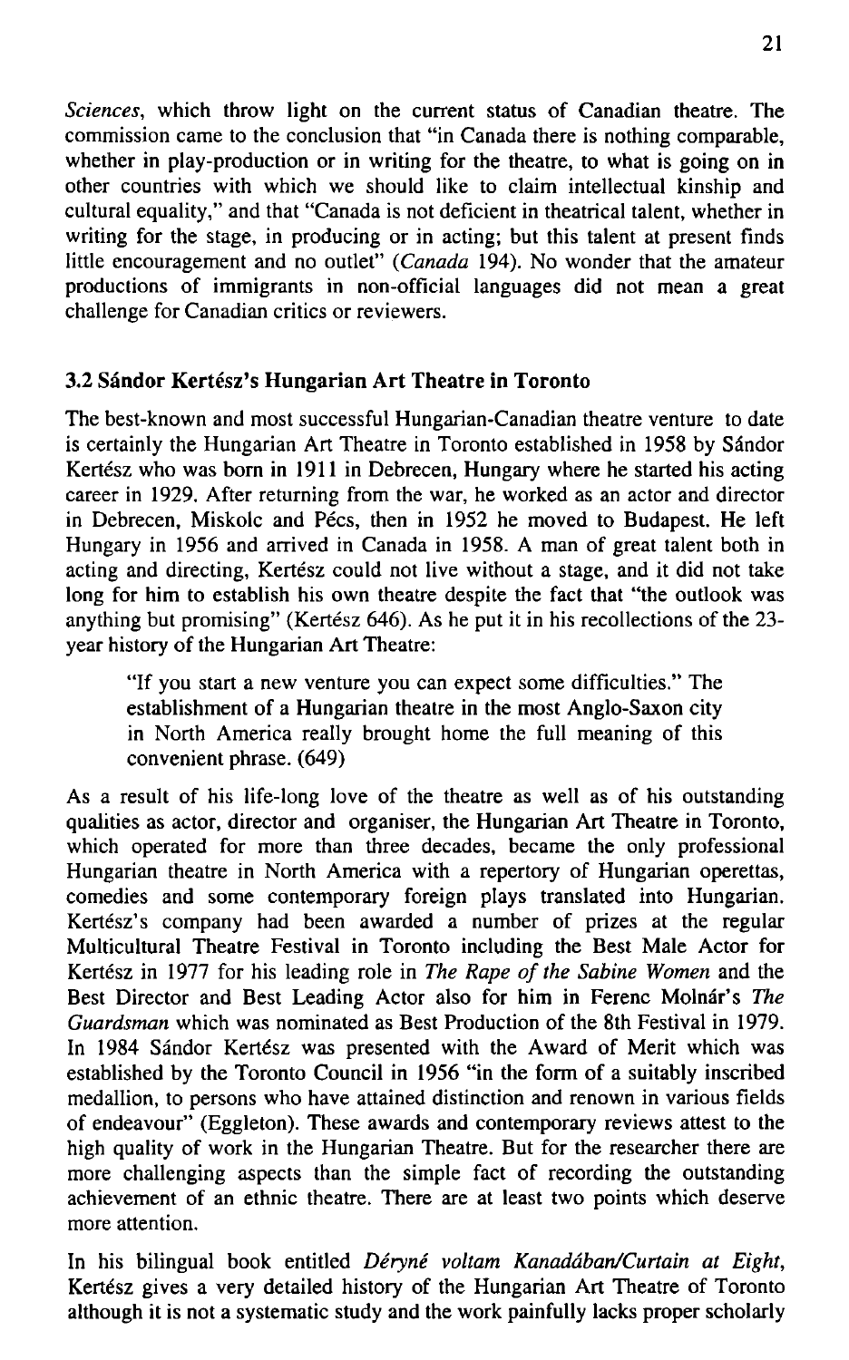*Sciences*, which throw light on the current status of Canadian theatre. The commission came to the conclusion that "in Canada there is nothing comparable, whether in play-production or in writing for the theatre, to what is going on in other countries with which we should like to claim intellectual kinship and cultural equality," and that "Canada is not deficient in theatrical talent, whether in writing for the stage, in producing or in acting; but this talent at present finds little encouragement and no outlet" (*Canada* 194). No wonder that the amateur productions of immigrants in non-official languages did not mean a great challenge for Canadian critics or reviewers.

### 3.2 Sándor Kertész's Hungarian Art Theatre in Toronto

The best-known and most successful Hungarian-Canadian theatre venture to date is certainly the Hungarian Art Theatre in Toronto established in 1958 by Sándor Kertész who was born in 1911 in Debrecen, Hungary where he started his acting career in 1929. After returning from the war, he worked as an actor and director in Debrecen, Miskolc and Pécs, then in 1952 he moved to Budapest. He left Hungary in 1956 and arrived in Canada in 1958. A man of great talent both in acting and directing, Kertész could not live without a stage, and it did not take long for him to establish his own theatre despite the fact that "the outlook was anything but promising" (Kertész 646). As he put it in his recollections of the 23-year history of the Hungarian Art Theatre:

> "If you start a new venture you can expect some difficulties." The establishment of a Hungarian theatre in the most Anglo-Saxon city in North America really brought home the full meaning of this convenient phrase. (649)

As a result of his life-long love of the theatre as well as of his outstanding qualities as actor, director and organiser, the Hungarian Art Theatre in Toronto, which operated for more than three decades, became the only professional Hungarian theatre in North America with a repertory of Hungarian operettas, comedies and some contemporary foreign plays translated into Hungarian. Kertész's company had been awarded a number of prizes at the regular Multicultural Theatre Festival in Toronto including the Best Male Actor for Kertész in 1977 for his leading role in *The Rape of the Sabine Women* and the Best Director and Best Leading Actor also for him in Ferenc Molnár's *The Guardsman* which was nominated as Best Production of the 8th Festival in 1979. In 1984 Sándor Kertész was presented with the Award of Merit which was established by the Toronto Council in 1956 "in the form of a suitably inscribed medallion, to persons who have attained distinction and renown in various fields of endeavour" (Eggleton). These awards and contemporary reviews attest to the high quality of work in the Hungarian Theatre. But for the researcher there are more challenging aspects than the simple fact of recording the outstanding achievement of an ethnic theatre. There are at least two points which deserve more attention.

In his bilingual book entitled *Déryné voltam Kanadában/Curtain at Eight*, Kertész gives a very detailed history of the Hungarian Art Theatre of Toronto although it is not a systematic study and the work painfully lacks proper scholarly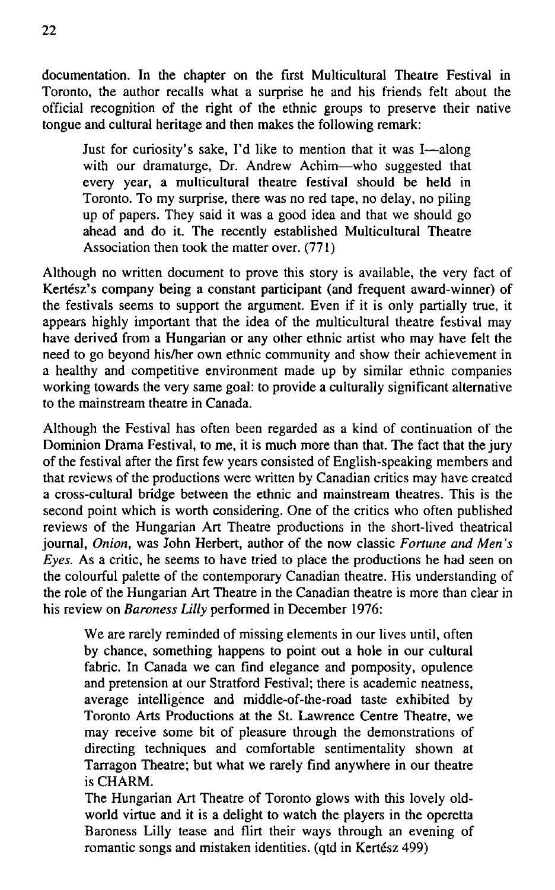documentation. In the chapter on the first Multicultural Theatre Festival in Toronto, the author recalls what a surprise he and his friends felt about the official recognition of the right of the ethnic groups to preserve their native tongue and cultural heritage and then makes the following remark:

> Just for curiosity's sake, I'd like to mention that it was I—along with our dramaturge, Dr. Andrew Achim—who suggested that every year, a multicultural theatre festival should be held in Toronto. To my surprise, there was no red tape, no delay, no piling up of papers. They said it was a good idea and that we should go ahead and do it. The recently established Multicultural Theatre Association then took the matter over. (771)

Although no written document to prove this story is available, the very fact of Kertész's company being a constant participant (and frequent award-winner) of the festivals seems to support the argument. Even if it is only partially true, it appears highly important that the idea of the multicultural theatre festival may have derived from a Hungarian or any other ethnic artist who may have felt the need to go beyond his/her own ethnic community and show their achievement in a healthy and competitive environment made up by similar ethnic companies working towards the very same goal: to provide a culturally significant alternative to the mainstream theatre in Canada.

Although the Festival has often been regarded as a kind of continuation of the Dominion Drama Festival, to me, it is much more than that. The fact that the jury of the festival after the first few years consisted of English-speaking members and that reviews of the productions were written by Canadian critics may have created a cross-cultural bridge between the ethnic and mainstream theatres. This is the second point which is worth considering. One of the critics who often published reviews of the Hungarian Art Theatre productions in the short-lived theatrical journal, *Onion*, was John Herbert, author of the now classic *Fortune and Men's Eyes*. As a critic, he seems to have tried to place the productions he had seen on the colourful palette of the contemporary Canadian theatre. His understanding of the role of the Hungarian Art Theatre in the Canadian theatre is more than clear in his review on *Baroness Lilly* performed in December 1976:

> We are rarely reminded of missing elements in our lives until, often by chance, something happens to point out a hole in our cultural fabric. In Canada we can find elegance and pomposity, opulence and pretension at our Stratford Festival; there is academic neatness, average intelligence and middle-of-the-road taste exhibited by Toronto Arts Productions at the St. Lawrence Centre Theatre, we may receive some bit of pleasure through the demonstrations of directing techniques and comfortable sentimentality shown at Tarragon Theatre; but what we rarely find anywhere in our theatre is CHARM.
>
> The Hungarian Art Theatre of Toronto glows with this lovely old-world virtue and it is a delight to watch the players in the operetta Baroness Lilly tease and flirt their ways through an evening of romantic songs and mistaken identities. (qtd in Kertész 499)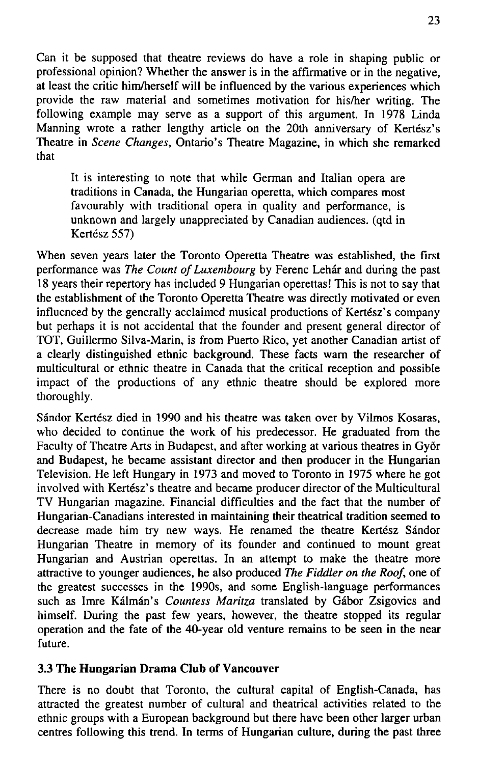Can it be supposed that theatre reviews do have a role in shaping public or professional opinion? Whether the answer is in the affirmative or in the negative, at least the critic him/herself will be influenced by the various experiences which provide the raw material and sometimes motivation for his/her writing. The following example may serve as a support of this argument. In 1978 Linda Manning wrote a rather lengthy article on the 20th anniversary of Kertész's Theatre in *Scene Changes*, Ontario's Theatre Magazine, in which she remarked that

> It is interesting to note that while German and Italian opera are traditions in Canada, the Hungarian operetta, which compares most favourably with traditional opera in quality and performance, is unknown and largely unappreciated by Canadian audiences. (qtd in Kertész 557)

When seven years later the Toronto Operetta Theatre was established, the first performance was *The Count of Luxembourg* by Ferenc Lehár and during the past 18 years their repertory has included 9 Hungarian operettas! This is not to say that the establishment of the Toronto Operetta Theatre was directly motivated or even influenced by the generally acclaimed musical productions of Kertész's company but perhaps it is not accidental that the founder and present general director of TOT, Guillermo Silva-Marin, is from Puerto Rico, yet another Canadian artist of a clearly distinguished ethnic background. These facts warn the researcher of multicultural or ethnic theatre in Canada that the critical reception and possible impact of the productions of any ethnic theatre should be explored more thoroughly.

Sándor Kertész died in 1990 and his theatre was taken over by Vilmos Kosaras, who decided to continue the work of his predecessor. He graduated from the Faculty of Theatre Arts in Budapest, and after working at various theatres in Győr and Budapest, he became assistant director and then producer in the Hungarian Television. He left Hungary in 1973 and moved to Toronto in 1975 where he got involved with Kertész's theatre and became producer director of the Multicultural TV Hungarian magazine. Financial difficulties and the fact that the number of Hungarian-Canadians interested in maintaining their theatrical tradition seemed to decrease made him try new ways. He renamed the theatre Kertész Sándor Hungarian Theatre in memory of its founder and continued to mount great Hungarian and Austrian operettas. In an attempt to make the theatre more attractive to younger audiences, he also produced *The Fiddler on the Roof*, one of the greatest successes in the 1990s, and some English-language performances such as Imre Kálmán's *Countess Maritza* translated by Gábor Zsigovics and himself. During the past few years, however, the theatre stopped its regular operation and the fate of the 40-year old venture remains to be seen in the near future.

### 3.3 The Hungarian Drama Club of Vancouver

There is no doubt that Toronto, the cultural capital of English-Canada, has attracted the greatest number of cultural and theatrical activities related to the ethnic groups with a European background but there have been other larger urban centres following this trend. In terms of Hungarian culture, during the past three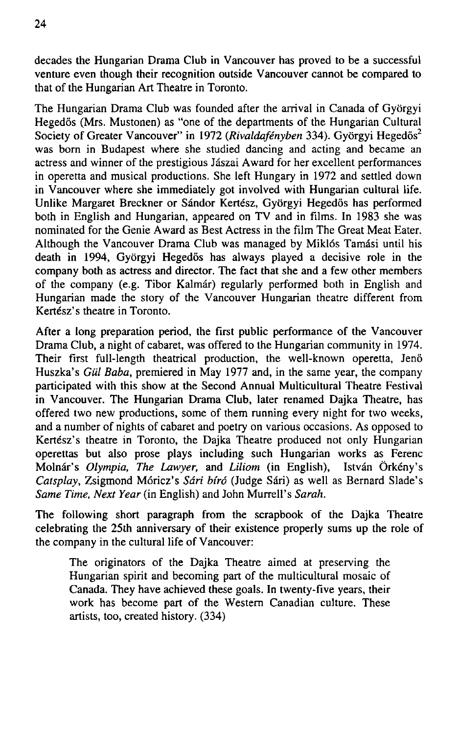decades the Hungarian Drama Club in Vancouver has proved to be a successful venture even though their recognition outside Vancouver cannot be compared to that of the Hungarian Art Theatre in Toronto.

The Hungarian Drama Club was founded after the arrival in Canada of Györgyi Hegedős (Mrs. Mustonen) as "one of the departments of the Hungarian Cultural Society of Greater Vancouver" in 1972 (*Rivaldafényben* 334). Györgyi Hegedős[2] was born in Budapest where she studied dancing and acting and became an actress and winner of the prestigious Jászai Award for her excellent performances in operetta and musical productions. She left Hungary in 1972 and settled down in Vancouver where she immediately got involved with Hungarian cultural life. Unlike Margaret Breckner or Sándor Kertész, Györgyi Hegedős has performed both in English and Hungarian, appeared on TV and in films. In 1983 she was nominated for the Genie Award as Best Actress in the film The Great Meat Eater. Although the Vancouver Drama Club was managed by Miklós Tamási until his death in 1994, Györgyi Hegedős has always played a decisive role in the company both as actress and director. The fact that she and a few other members of the company (e.g. Tibor Kalmár) regularly performed both in English and Hungarian made the story of the Vancouver Hungarian theatre different from Kertész's theatre in Toronto.

After a long preparation period, the first public performance of the Vancouver Drama Club, a night of cabaret, was offered to the Hungarian community in 1974. Their first full-length theatrical production, the well-known operetta, Jenő Huszka's *Gül Baba*, premiered in May 1977 and, in the same year, the company participated with this show at the Second Annual Multicultural Theatre Festival in Vancouver. The Hungarian Drama Club, later renamed Dajka Theatre, has offered two new productions, some of them running every night for two weeks, and a number of nights of cabaret and poetry on various occasions. As opposed to Kertész's theatre in Toronto, the Dajka Theatre produced not only Hungarian operettas but also prose plays including such Hungarian works as Ferenc Molnár's *Olympia, The Lawyer,* and *Liliom* (in English), István Örkény's *Catsplay*, Zsigmond Móricz's *Sári bíró* (Judge Sári) as well as Bernard Slade's *Same Time, Next Year* (in English) and John Murrell's *Sarah*.

The following short paragraph from the scrapbook of the Dajka Theatre celebrating the 25th anniversary of their existence properly sums up the role of the company in the cultural life of Vancouver:

> The originators of the Dajka Theatre aimed at preserving the Hungarian spirit and becoming part of the multicultural mosaic of Canada. They have achieved these goals. In twenty-five years, their work has become part of the Western Canadian culture. These artists, too, created history. (334)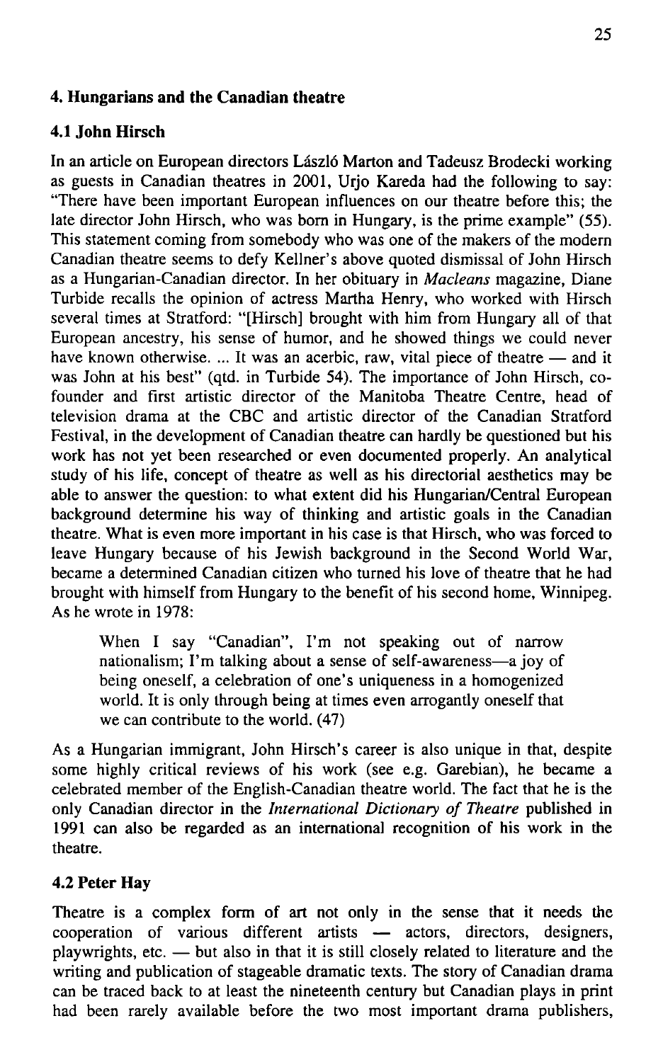## 4. Hungarians and the Canadian theatre

### 4.1 John Hirsch

In an article on European directors László Marton and Tadeusz Brodecki working as guests in Canadian theatres in 2001, Urjo Kareda had the following to say: "There have been important European influences on our theatre before this; the late director John Hirsch, who was born in Hungary, is the prime example" (55). This statement coming from somebody who was one of the makers of the modern Canadian theatre seems to defy Kellner's above quoted dismissal of John Hirsch as a Hungarian-Canadian director. In her obituary in *Macleans* magazine, Diane Turbide recalls the opinion of actress Martha Henry, who worked with Hirsch several times at Stratford: "[Hirsch] brought with him from Hungary all of that European ancestry, his sense of humor, and he showed things we could never have known otherwise. ... It was an acerbic, raw, vital piece of theatre — and it was John at his best" (qtd. in Turbide 54). The importance of John Hirsch, co-founder and first artistic director of the Manitoba Theatre Centre, head of television drama at the CBC and artistic director of the Canadian Stratford Festival, in the development of Canadian theatre can hardly be questioned but his work has not yet been researched or even documented properly. An analytical study of his life, concept of theatre as well as his directorial aesthetics may be able to answer the question: to what extent did his Hungarian/Central European background determine his way of thinking and artistic goals in the Canadian theatre. What is even more important in his case is that Hirsch, who was forced to leave Hungary because of his Jewish background in the Second World War, became a determined Canadian citizen who turned his love of theatre that he had brought with himself from Hungary to the benefit of his second home, Winnipeg. As he wrote in 1978:

> When I say "Canadian", I'm not speaking out of narrow nationalism; I'm talking about a sense of self-awareness—a joy of being oneself, a celebration of one's uniqueness in a homogenized world. It is only through being at times even arrogantly oneself that we can contribute to the world. (47)

As a Hungarian immigrant, John Hirsch's career is also unique in that, despite some highly critical reviews of his work (see e.g. Garebian), he became a celebrated member of the English-Canadian theatre world. The fact that he is the only Canadian director in the *International Dictionary of Theatre* published in 1991 can also be regarded as an international recognition of his work in the theatre.

### 4.2 Peter Hay

Theatre is a complex form of art not only in the sense that it needs the cooperation of various different artists — actors, directors, designers, playwrights, etc. — but also in that it is still closely related to literature and the writing and publication of stageable dramatic texts. The story of Canadian drama can be traced back to at least the nineteenth century but Canadian plays in print had been rarely available before the two most important drama publishers,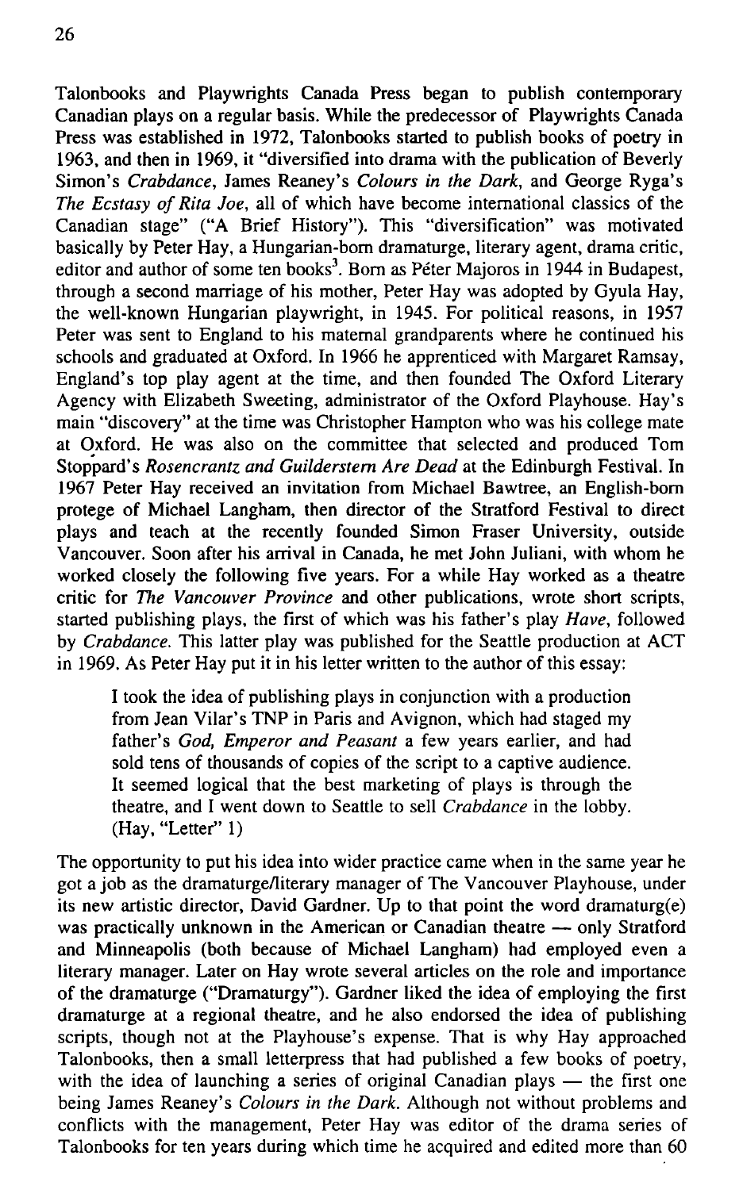Talonbooks and Playwrights Canada Press began to publish contemporary Canadian plays on a regular basis. While the predecessor of Playwrights Canada Press was established in 1972, Talonbooks started to publish books of poetry in 1963, and then in 1969, it "diversified into drama with the publication of Beverly Simon's *Crabdance*, James Reaney's *Colours in the Dark*, and George Ryga's *The Ecstasy of Rita Joe*, all of which have become international classics of the Canadian stage" ("A Brief History"). This "diversification" was motivated basically by Peter Hay, a Hungarian-born dramaturge, literary agent, drama critic, editor and author of some ten books[3]. Born as Péter Majoros in 1944 in Budapest, through a second marriage of his mother, Peter Hay was adopted by Gyula Hay, the well-known Hungarian playwright, in 1945. For political reasons, in 1957 Peter was sent to England to his maternal grandparents where he continued his schools and graduated at Oxford. In 1966 he apprenticed with Margaret Ramsay, England's top play agent at the time, and then founded The Oxford Literary Agency with Elizabeth Sweeting, administrator of the Oxford Playhouse. Hay's main "discovery" at the time was Christopher Hampton who was his college mate at Oxford. He was also on the committee that selected and produced Tom Stoppard's *Rosencrantz and Guilderstern Are Dead* at the Edinburgh Festival. In 1967 Peter Hay received an invitation from Michael Bawtree, an English-born protege of Michael Langham, then director of the Stratford Festival to direct plays and teach at the recently founded Simon Fraser University, outside Vancouver. Soon after his arrival in Canada, he met John Juliani, with whom he worked closely the following five years. For a while Hay worked as a theatre critic for *The Vancouver Province* and other publications, wrote short scripts, started publishing plays, the first of which was his father's play *Have*, followed by *Crabdance*. This latter play was published for the Seattle production at ACT in 1969. As Peter Hay put it in his letter written to the author of this essay:

> I took the idea of publishing plays in conjunction with a production from Jean Vilar's TNP in Paris and Avignon, which had staged my father's *God, Emperor and Peasant* a few years earlier, and had sold tens of thousands of copies of the script to a captive audience. It seemed logical that the best marketing of plays is through the theatre, and I went down to Seattle to sell *Crabdance* in the lobby. (Hay, "Letter" 1)

The opportunity to put his idea into wider practice came when in the same year he got a job as the dramaturge/literary manager of The Vancouver Playhouse, under its new artistic director, David Gardner. Up to that point the word dramaturg(e) was practically unknown in the American or Canadian theatre — only Stratford and Minneapolis (both because of Michael Langham) had employed even a literary manager. Later on Hay wrote several articles on the role and importance of the dramaturge ("Dramaturgy"). Gardner liked the idea of employing the first dramaturge at a regional theatre, and he also endorsed the idea of publishing scripts, though not at the Playhouse's expense. That is why Hay approached Talonbooks, then a small letterpress that had published a few books of poetry, with the idea of launching a series of original Canadian plays — the first one being James Reaney's *Colours in the Dark*. Although not without problems and conflicts with the management, Peter Hay was editor of the drama series of Talonbooks for ten years during which time he acquired and edited more than 60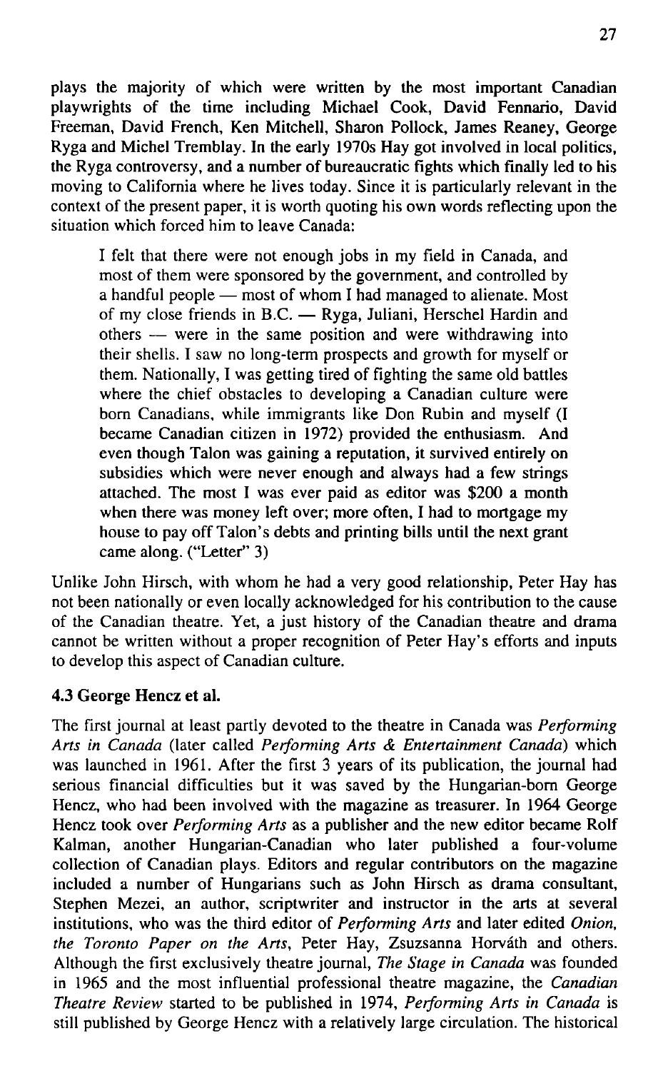plays the majority of which were written by the most important Canadian playwrights of the time including Michael Cook, David Fennario, David Freeman, David French, Ken Mitchell, Sharon Pollock, James Reaney, George Ryga and Michel Tremblay. In the early 1970s Hay got involved in local politics, the Ryga controversy, and a number of bureaucratic fights which finally led to his moving to California where he lives today. Since it is particularly relevant in the context of the present paper, it is worth quoting his own words reflecting upon the situation which forced him to leave Canada:

> I felt that there were not enough jobs in my field in Canada, and most of them were sponsored by the government, and controlled by a handful people — most of whom I had managed to alienate. Most of my close friends in B.C. — Ryga, Juliani, Herschel Hardin and others — were in the same position and were withdrawing into their shells. I saw no long-term prospects and growth for myself or them. Nationally, I was getting tired of fighting the same old battles where the chief obstacles to developing a Canadian culture were born Canadians, while immigrants like Don Rubin and myself (I became Canadian citizen in 1972) provided the enthusiasm. And even though Talon was gaining a reputation, it survived entirely on subsidies which were never enough and always had a few strings attached. The most I was ever paid as editor was $200 a month when there was money left over; more often, I had to mortgage my house to pay off Talon's debts and printing bills until the next grant came along. ("Letter" 3)

Unlike John Hirsch, with whom he had a very good relationship, Peter Hay has not been nationally or even locally acknowledged for his contribution to the cause of the Canadian theatre. Yet, a just history of the Canadian theatre and drama cannot be written without a proper recognition of Peter Hay's efforts and inputs to develop this aspect of Canadian culture.

### 4.3 George Hencz et al.

The first journal at least partly devoted to the theatre in Canada was *Performing Arts in Canada* (later called *Performing Arts & Entertainment Canada*) which was launched in 1961. After the first 3 years of its publication, the journal had serious financial difficulties but it was saved by the Hungarian-born George Hencz, who had been involved with the magazine as treasurer. In 1964 George Hencz took over *Performing Arts* as a publisher and the new editor became Rolf Kalman, another Hungarian-Canadian who later published a four-volume collection of Canadian plays. Editors and regular contributors on the magazine included a number of Hungarians such as John Hirsch as drama consultant, Stephen Mezei, an author, scriptwriter and instructor in the arts at several institutions, who was the third editor of *Performing Arts* and later edited *Onion, the Toronto Paper on the Arts*, Peter Hay, Zsuzsanna Horváth and others. Although the first exclusively theatre journal, *The Stage in Canada* was founded in 1965 and the most influential professional theatre magazine, the *Canadian Theatre Review* started to be published in 1974, *Performing Arts in Canada* is still published by George Hencz with a relatively large circulation. The historical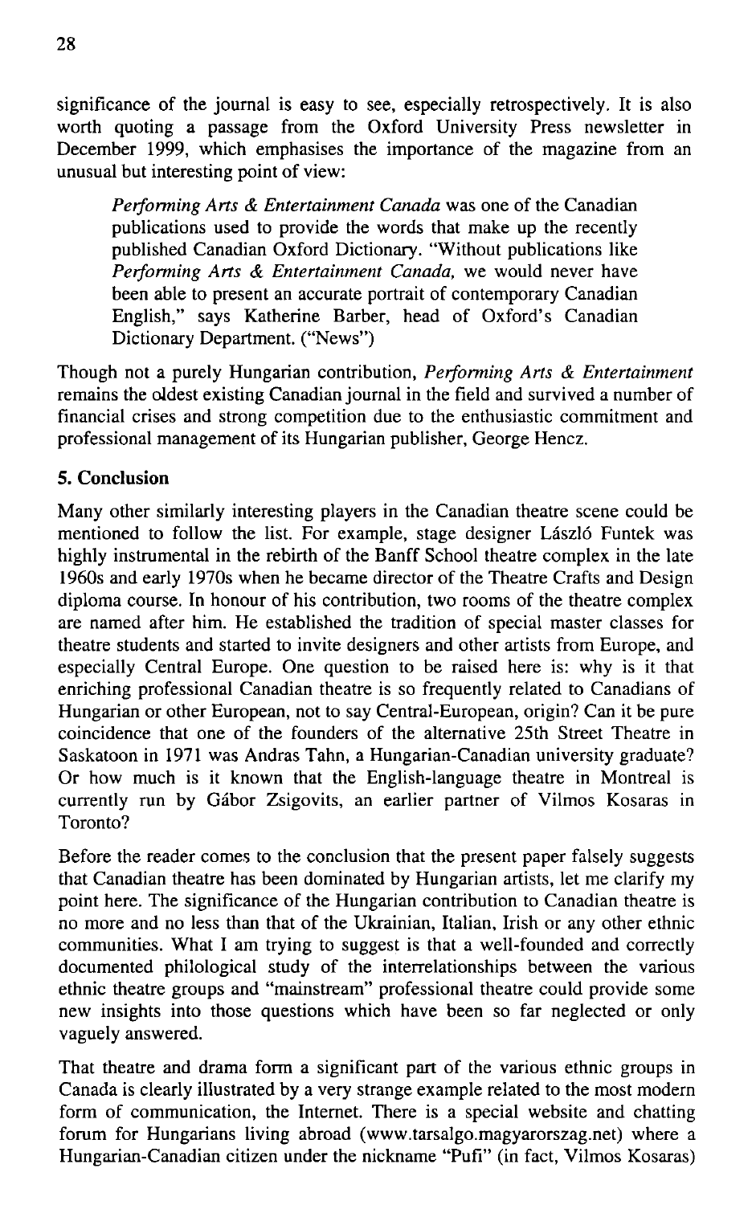significance of the journal is easy to see, especially retrospectively. It is also worth quoting a passage from the Oxford University Press newsletter in December 1999, which emphasises the importance of the magazine from an unusual but interesting point of view:

> *Performing Arts & Entertainment Canada* was one of the Canadian publications used to provide the words that make up the recently published Canadian Oxford Dictionary. "Without publications like *Performing Arts & Entertainment Canada,* we would never have been able to present an accurate portrait of contemporary Canadian English," says Katherine Barber, head of Oxford's Canadian Dictionary Department. ("News")

Though not a purely Hungarian contribution, *Performing Arts & Entertainment* remains the oldest existing Canadian journal in the field and survived a number of financial crises and strong competition due to the enthusiastic commitment and professional management of its Hungarian publisher, George Hencz.

## 5. Conclusion

Many other similarly interesting players in the Canadian theatre scene could be mentioned to follow the list. For example, stage designer László Funtek was highly instrumental in the rebirth of the Banff School theatre complex in the late 1960s and early 1970s when he became director of the Theatre Crafts and Design diploma course. In honour of his contribution, two rooms of the theatre complex are named after him. He established the tradition of special master classes for theatre students and started to invite designers and other artists from Europe, and especially Central Europe. One question to be raised here is: why is it that enriching professional Canadian theatre is so frequently related to Canadians of Hungarian or other European, not to say Central-European, origin? Can it be pure coincidence that one of the founders of the alternative 25th Street Theatre in Saskatoon in 1971 was Andras Tahn, a Hungarian-Canadian university graduate? Or how much is it known that the English-language theatre in Montreal is currently run by Gábor Zsigovits, an earlier partner of Vilmos Kosaras in Toronto?

Before the reader comes to the conclusion that the present paper falsely suggests that Canadian theatre has been dominated by Hungarian artists, let me clarify my point here. The significance of the Hungarian contribution to Canadian theatre is no more and no less than that of the Ukrainian, Italian, Irish or any other ethnic communities. What I am trying to suggest is that a well-founded and correctly documented philological study of the interrelationships between the various ethnic theatre groups and "mainstream" professional theatre could provide some new insights into those questions which have been so far neglected or only vaguely answered.

That theatre and drama form a significant part of the various ethnic groups in Canada is clearly illustrated by a very strange example related to the most modern form of communication, the Internet. There is a special website and chatting forum for Hungarians living abroad (www.tarsalgo.magyarorszag.net) where a Hungarian-Canadian citizen under the nickname "Pufi" (in fact, Vilmos Kosaras)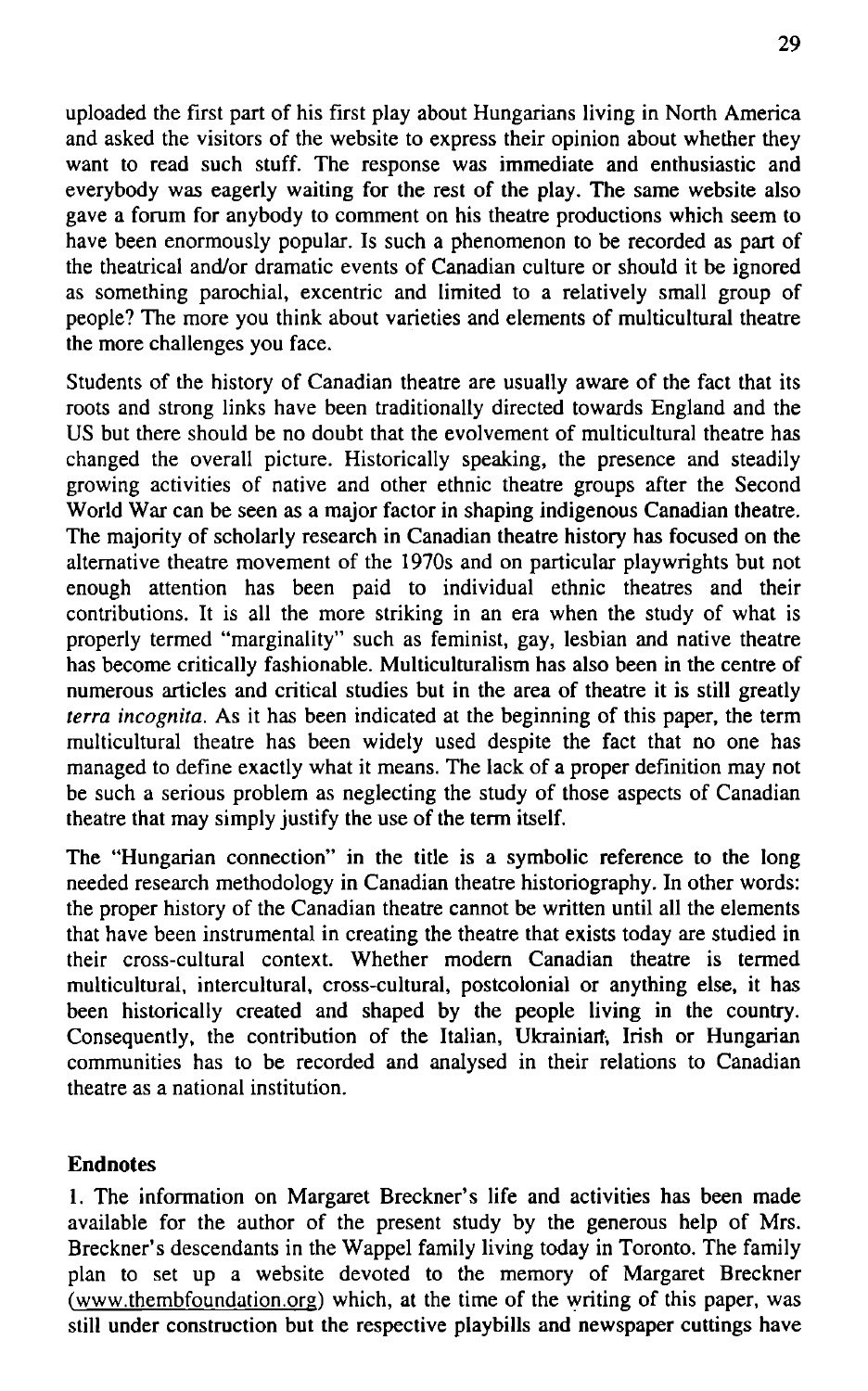uploaded the first part of his first play about Hungarians living in North America and asked the visitors of the website to express their opinion about whether they want to read such stuff. The response was immediate and enthusiastic and everybody was eagerly waiting for the rest of the play. The same website also gave a forum for anybody to comment on his theatre productions which seem to have been enormously popular. Is such a phenomenon to be recorded as part of the theatrical and/or dramatic events of Canadian culture or should it be ignored as something parochial, excentric and limited to a relatively small group of people? The more you think about varieties and elements of multicultural theatre the more challenges you face.

Students of the history of Canadian theatre are usually aware of the fact that its roots and strong links have been traditionally directed towards England and the US but there should be no doubt that the evolvement of multicultural theatre has changed the overall picture. Historically speaking, the presence and steadily growing activities of native and other ethnic theatre groups after the Second World War can be seen as a major factor in shaping indigenous Canadian theatre. The majority of scholarly research in Canadian theatre history has focused on the alternative theatre movement of the 1970s and on particular playwrights but not enough attention has been paid to individual ethnic theatres and their contributions. It is all the more striking in an era when the study of what is properly termed "marginality" such as feminist, gay, lesbian and native theatre has become critically fashionable. Multiculturalism has also been in the centre of numerous articles and critical studies but in the area of theatre it is still greatly *terra incognita*. As it has been indicated at the beginning of this paper, the term multicultural theatre has been widely used despite the fact that no one has managed to define exactly what it means. The lack of a proper definition may not be such a serious problem as neglecting the study of those aspects of Canadian theatre that may simply justify the use of the term itself.

The "Hungarian connection" in the title is a symbolic reference to the long needed research methodology in Canadian theatre historiography. In other words: the proper history of the Canadian theatre cannot be written until all the elements that have been instrumental in creating the theatre that exists today are studied in their cross-cultural context. Whether modern Canadian theatre is termed multicultural, intercultural, cross-cultural, postcolonial or anything else, it has been historically created and shaped by the people living in the country. Consequently, the contribution of the Italian, Ukrainian, Irish or Hungarian communities has to be recorded and analysed in their relations to Canadian theatre as a national institution.

## Endnotes

1. The information on Margaret Breckner's life and activities has been made available for the author of the present study by the generous help of Mrs. Breckner's descendants in the Wappel family living today in Toronto. The family plan to set up a website devoted to the memory of Margaret Breckner (www.thembfoundation.org) which, at the time of the writing of this paper, was still under construction but the respective playbills and newspaper cuttings have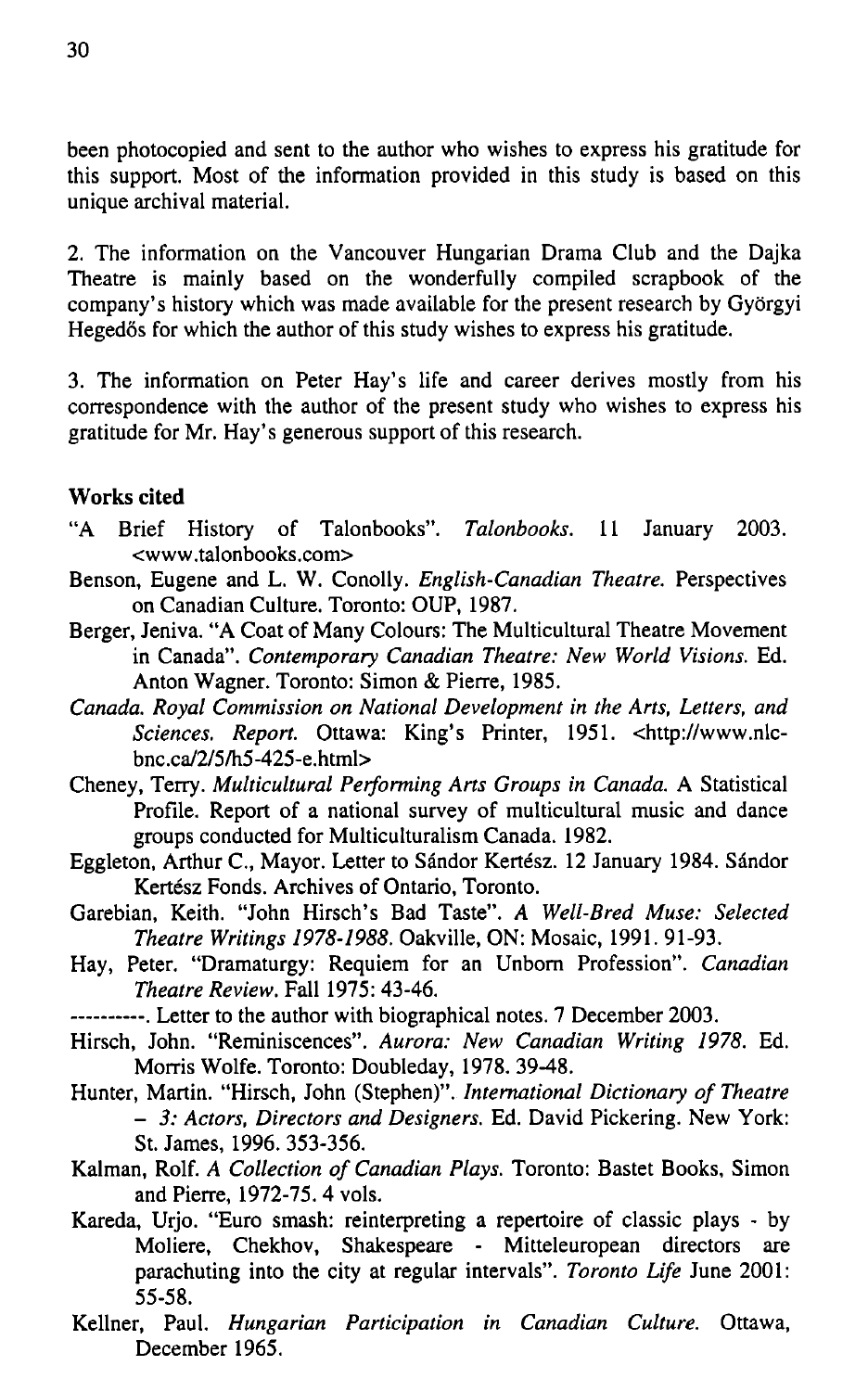been photocopied and sent to the author who wishes to express his gratitude for this support. Most of the information provided in this study is based on this unique archival material.

2. The information on the Vancouver Hungarian Drama Club and the Dajka Theatre is mainly based on the wonderfully compiled scrapbook of the company's history which was made available for the present research by Györgyi Hegedős for which the author of this study wishes to express his gratitude.

3. The information on Peter Hay's life and career derives mostly from his correspondence with the author of the present study who wishes to express his gratitude for Mr. Hay's generous support of this research.

## Works cited

"A Brief History of Talonbooks". *Talonbooks*. 11 January 2003. <www.talonbooks.com>

Benson, Eugene and L. W. Conolly. *English-Canadian Theatre*. Perspectives on Canadian Culture. Toronto: OUP, 1987.

Berger, Jeniva. "A Coat of Many Colours: The Multicultural Theatre Movement in Canada". *Contemporary Canadian Theatre: New World Visions*. Ed. Anton Wagner. Toronto: Simon & Pierre, 1985.

*Canada. Royal Commission on National Development in the Arts, Letters, and Sciences. Report.* Ottawa: King's Printer, 1951. <http://www.nlc-bnc.ca/2/5/h5-425-e.html>

Cheney, Terry. *Multicultural Performing Arts Groups in Canada.* A Statistical Profile. Report of a national survey of multicultural music and dance groups conducted for Multiculturalism Canada. 1982.

Eggleton, Arthur C., Mayor. Letter to Sándor Kertész. 12 January 1984. Sándor Kertész Fonds. Archives of Ontario, Toronto.

Garebian, Keith. "John Hirsch's Bad Taste". *A Well-Bred Muse: Selected Theatre Writings 1978-1988.* Oakville, ON: Mosaic, 1991. 91-93.

Hay, Peter. "Dramaturgy: Requiem for an Unborn Profession". *Canadian Theatre Review.* Fall 1975: 43-46.

----------. Letter to the author with biographical notes. 7 December 2003.

Hirsch, John. "Reminiscences". *Aurora: New Canadian Writing 1978.* Ed. Morris Wolfe. Toronto: Doubleday, 1978. 39-48.

Hunter, Martin. "Hirsch, John (Stephen)". *International Dictionary of Theatre – 3: Actors, Directors and Designers.* Ed. David Pickering. New York: St. James, 1996. 353-356.

Kalman, Rolf. *A Collection of Canadian Plays.* Toronto: Bastet Books, Simon and Pierre, 1972-75. 4 vols.

Kareda, Urjo. "Euro smash: reinterpreting a repertoire of classic plays - by Moliere, Chekhov, Shakespeare - Mitteleuropean directors are parachuting into the city at regular intervals". *Toronto Life* June 2001: 55-58.

Kellner, Paul. *Hungarian Participation in Canadian Culture.* Ottawa, December 1965.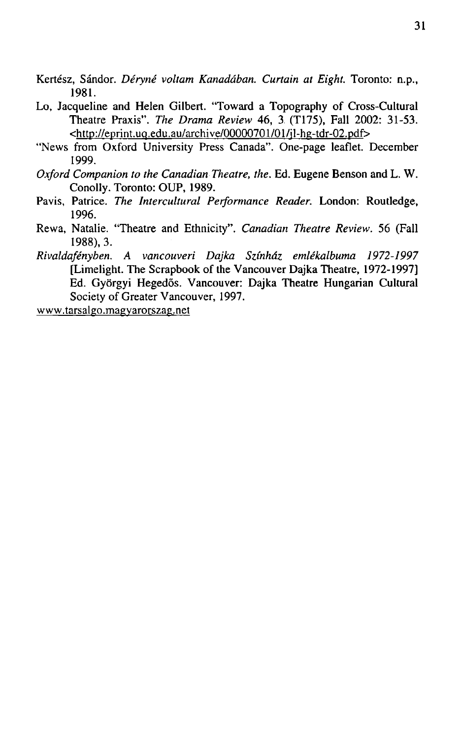Kertész, Sándor. *Déryné voltam Kanadában. Curtain at Eight.* Toronto: n.p., 1981.

Lo, Jacqueline and Helen Gilbert. "Toward a Topography of Cross-Cultural Theatre Praxis". *The Drama Review* 46, 3 (T175), Fall 2002: 31-53. <http://eprint.uq.edu.au/archive/00000701/01/jl-hg-tdr-02.pdf>

"News from Oxford University Press Canada". One-page leaflet. December 1999.

*Oxford Companion to the Canadian Theatre, the.* Ed. Eugene Benson and L. W. Conolly. Toronto: OUP, 1989.

Pavis, Patrice. *The Intercultural Performance Reader.* London: Routledge, 1996.

Rewa, Natalie. "Theatre and Ethnicity". *Canadian Theatre Review.* 56 (Fall 1988), 3.

*Rivaldafényben. A vancouveri Dajka Színház emlékalbuma 1972-1997* [Limelight. The Scrapbook of the Vancouver Dajka Theatre, 1972-1997] Ed. Györgyi Hegedős. Vancouver: Dajka Theatre Hungarian Cultural Society of Greater Vancouver, 1997.

www.tarsalgo.magyarorszag.net